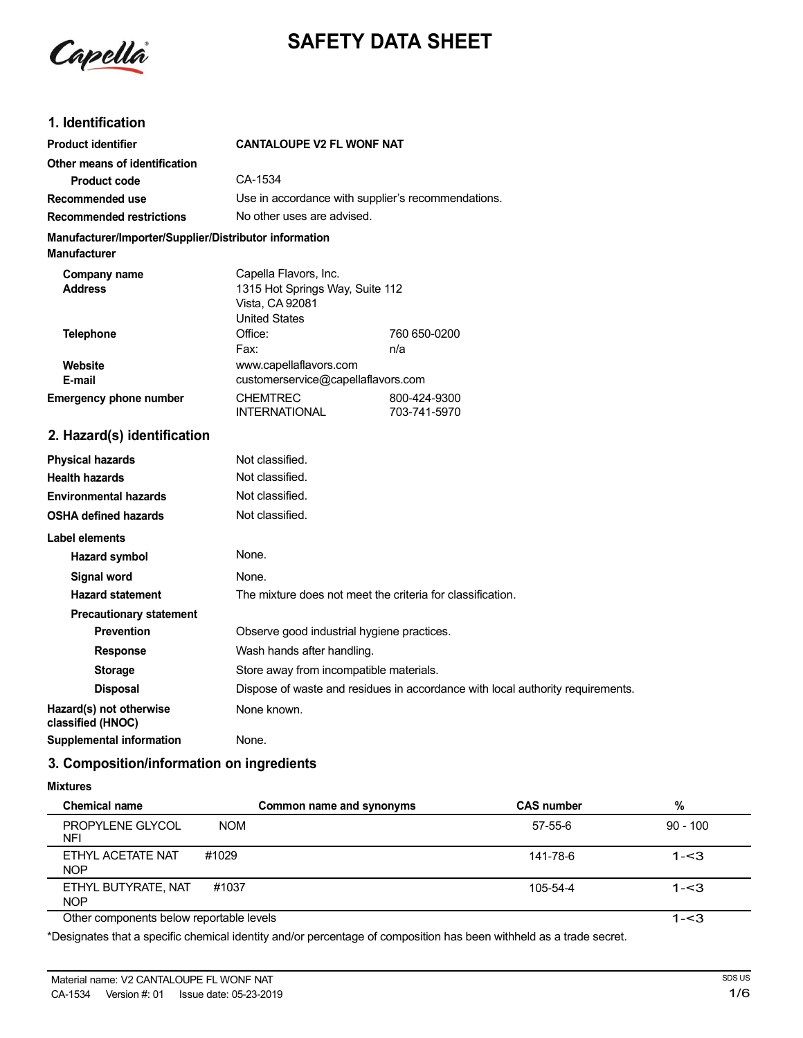# SAFETY DATA SHEET

## 1. Identification

| | |
|---|---|
| **Product identifier** | **CANTALOUPE V2 FL WONF NAT** |
| **Other means of identification** | |
| **Product code** | CA-1534 |
| **Recommended use** | Use in accordance with supplier's recommendations. |
| **Recommended restrictions** | No other uses are advised. |

**Manufacturer/Importer/Supplier/Distributor information**

**Manufacturer**

| | | |
|---|---|---|
| **Company name** | Capella Flavors, Inc. | |
| **Address** | 1315 Hot Springs Way, Suite 112<br>Vista, CA 92081<br>United States | |
| **Telephone** | Office: | 760 650-0200 |
| | Fax: | n/a |
| **Website** | www.capellaflavors.com | |
| **E-mail** | customerservice@capellaflavors.com | |
| **Emergency phone number** | CHEMTREC | 800-424-9300 |
| | INTERNATIONAL | 703-741-5970 |

## 2. Hazard(s) identification

| | |
|---|---|
| **Physical hazards** | Not classified. |
| **Health hazards** | Not classified. |
| **Environmental hazards** | Not classified. |
| **OSHA defined hazards** | Not classified. |

**Label elements**

| | |
|---|---|
| **Hazard symbol** | None. |
| **Signal word** | None. |
| **Hazard statement** | The mixture does not meet the criteria for classification. |
| **Precautionary statement** | |
| **Prevention** | Observe good industrial hygiene practices. |
| **Response** | Wash hands after handling. |
| **Storage** | Store away from incompatible materials. |
| **Disposal** | Dispose of waste and residues in accordance with local authority requirements. |
| **Hazard(s) not otherwise classified (HNOC)** | None known. |
| **Supplemental information** | None. |

## 3. Composition/information on ingredients

**Mixtures**

| Chemical name | Common name and synonyms | CAS number | % |
|---|---|---|---|
| PROPYLENE GLYCOL NFI | NOM | 57-55-6 | 90 - 100 |
| ETHYL ACETATE NAT NOP | #1029 | 141-78-6 | 1-<3 |
| ETHYL BUTYRATE, NAT NOP | #1037 | 105-54-4 | 1-<3 |
| Other components below reportable levels | | | 1-<3 |

*Designates that a specific chemical identity and/or percentage of composition has been withheld as a trade secret.

Material name: V2 CANTALOUPE FL WONF NAT
CA-1534 Version #: 01 Issue date: 05-23-2019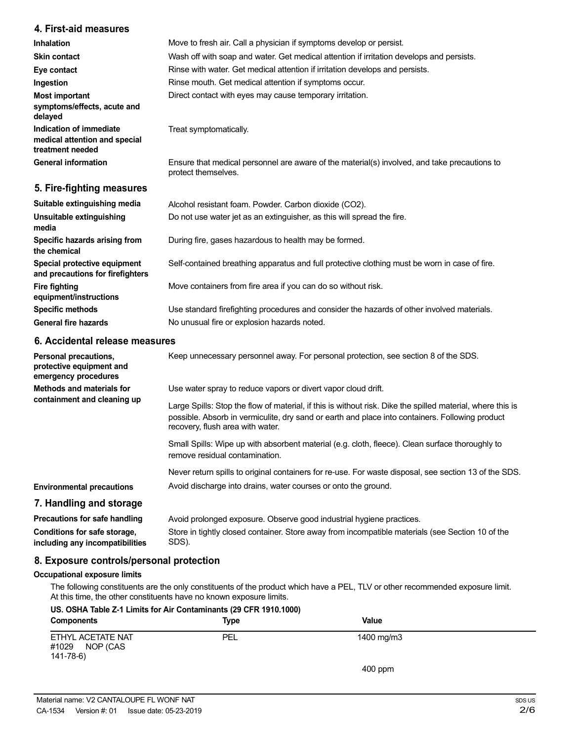## 4. First-aid measures

| | |
|---|---|
| **Inhalation** | Move to fresh air. Call a physician if symptoms develop or persist. |
| **Skin contact** | Wash off with soap and water. Get medical attention if irritation develops and persists. |
| **Eye contact** | Rinse with water. Get medical attention if irritation develops and persists. |
| **Ingestion** | Rinse mouth. Get medical attention if symptoms occur. |
| **Most important symptoms/effects, acute and delayed** | Direct contact with eyes may cause temporary irritation. |
| **Indication of immediate medical attention and special treatment needed** | Treat symptomatically. |
| **General information** | Ensure that medical personnel are aware of the material(s) involved, and take precautions to protect themselves. |

## 5. Fire-fighting measures

| | |
|---|---|
| **Suitable extinguishing media** | Alcohol resistant foam. Powder. Carbon dioxide ($CO_2$). |
| **Unsuitable extinguishing media** | Do not use water jet as an extinguisher, as this will spread the fire. |
| **Specific hazards arising from the chemical** | During fire, gases hazardous to health may be formed. |
| **Special protective equipment and precautions for firefighters** | Self-contained breathing apparatus and full protective clothing must be worn in case of fire. |
| **Fire fighting equipment/instructions** | Move containers from fire area if you can do so without risk. |
| **Specific methods** | Use standard firefighting procedures and consider the hazards of other involved materials. |
| **General fire hazards** | No unusual fire or explosion hazards noted. |

## 6. Accidental release measures

**Personal precautions, protective equipment and emergency procedures**
Keep unnecessary personnel away. For personal protection, see section 8 of the SDS.

**Methods and materials for containment and cleaning up**
Use water spray to reduce vapors or divert vapor cloud drift.

Large Spills: Stop the flow of material, if this is without risk. Dike the spilled material, where this is possible. Absorb in vermiculite, dry sand or earth and place into containers. Following product recovery, flush area with water.

Small Spills: Wipe up with absorbent material (e.g. cloth, fleece). Clean surface thoroughly to remove residual contamination.

Never return spills to original containers for re-use. For waste disposal, see section 13 of the SDS.

**Environmental precautions**
Avoid discharge into drains, water courses or onto the ground.

## 7. Handling and storage

| | |
|---|---|
| **Precautions for safe handling** | Avoid prolonged exposure. Observe good industrial hygiene practices. |
| **Conditions for safe storage, including any incompatibilities** | Store in tightly closed container. Store away from incompatible materials (see Section 10 of the SDS). |

## 8. Exposure controls/personal protection

### Occupational exposure limits

The following constituents are the only constituents of the product which have a PEL, TLV or other recommended exposure limit. At this time, the other constituents have no known exposure limits.

**US. OSHA Table Z-1 Limits for Air Contaminants (29 CFR 1910.1000)**

| Components | Type | Value |
|---|---|---|
| ETHYL ACETATE NAT #1029 NOP (CAS 141-78-6) | PEL | 1400 mg/m3 |
| | | 400 ppm |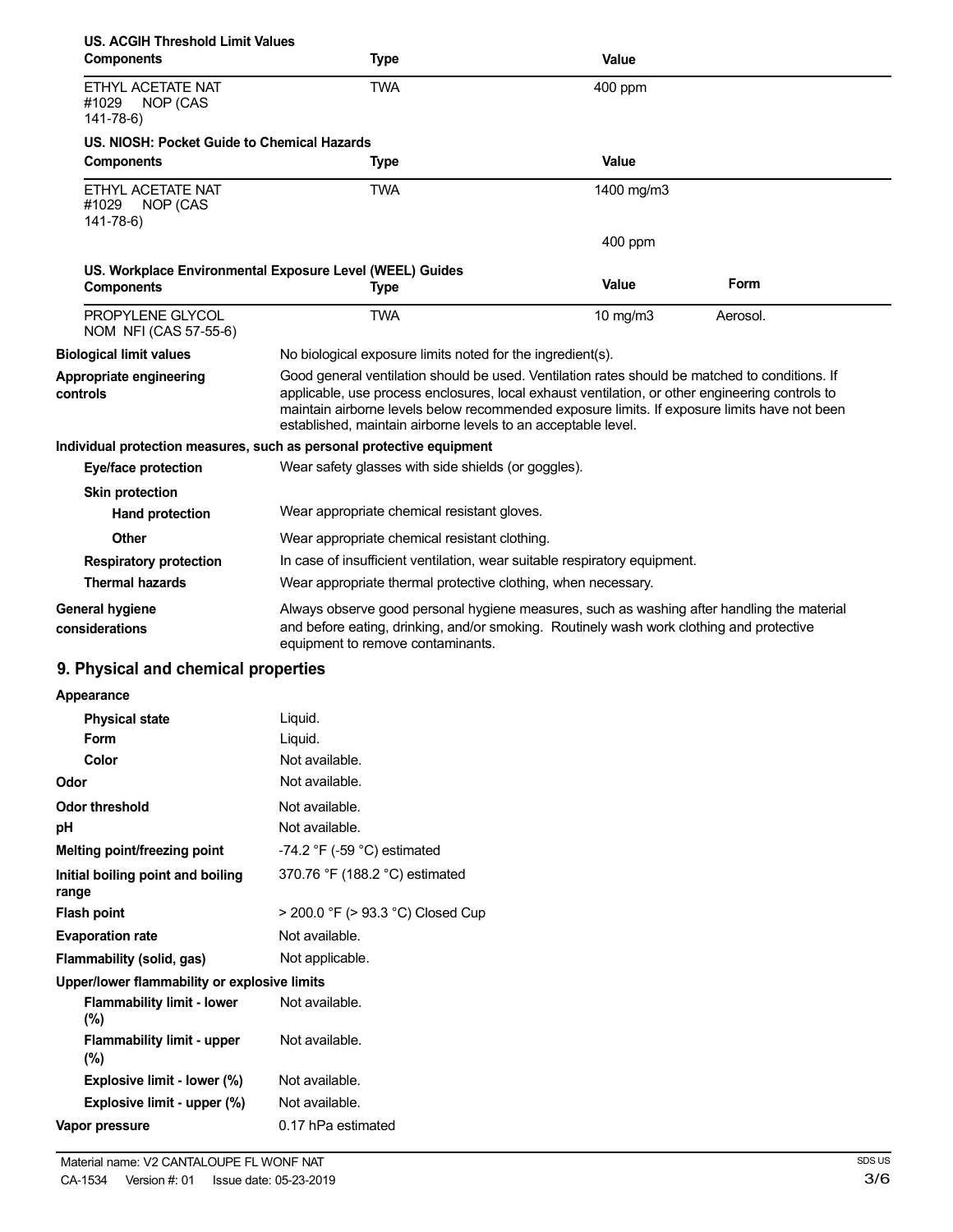**US. ACGIH Threshold Limit Values**

| Components | Type | Value |
| --- | --- | --- |
| ETHYL ACETATE NAT #1029 NOP (CAS 141-78-6) | TWA | 400 ppm |

**US. NIOSH: Pocket Guide to Chemical Hazards**

| Components | Type | Value |
| --- | --- | --- |
| ETHYL ACETATE NAT #1029 NOP (CAS 141-78-6) | TWA | 1400 mg/m3 |
| | | 400 ppm |

**US. Workplace Environmental Exposure Level (WEEL) Guides**

| Components | Type | Value | Form |
| --- | --- | --- | --- |
| PROPYLENE GLYCOL NOM NFI (CAS 57-55-6) | TWA | 10 mg/m3 | Aerosol. |

**Biological limit values**
No biological exposure limits noted for the ingredient(s).

**Appropriate engineering controls**
Good general ventilation should be used. Ventilation rates should be matched to conditions. If applicable, use process enclosures, local exhaust ventilation, or other engineering controls to maintain airborne levels below recommended exposure limits. If exposure limits have not been established, maintain airborne levels to an acceptable level.

**Individual protection measures, such as personal protective equipment**

**Eye/face protection**
Wear safety glasses with side shields (or goggles).

**Skin protection**

**Hand protection**
Wear appropriate chemical resistant gloves.

**Other**
Wear appropriate chemical resistant clothing.

**Respiratory protection**
In case of insufficient ventilation, wear suitable respiratory equipment.

**Thermal hazards**
Wear appropriate thermal protective clothing, when necessary.

**General hygiene considerations**
Always observe good personal hygiene measures, such as washing after handling the material and before eating, drinking, and/or smoking. Routinely wash work clothing and protective equipment to remove contaminants.

## 9. Physical and chemical properties

**Appearance**

| Property | Value |
| --- | --- |
| **Physical state** | Liquid. |
| **Form** | Liquid. |
| **Color** | Not available. |
| **Odor** | Not available. |
| **Odor threshold** | Not available. |
| **pH** | Not available. |
| **Melting point/freezing point** | -74.2 °F (-59 °C) estimated |
| **Initial boiling point and boiling range** | 370.76 °F (188.2 °C) estimated |
| **Flash point** | > 200.0 °F (> 93.3 °C) Closed Cup |
| **Evaporation rate** | Not available. |
| **Flammability (solid, gas)** | Not applicable. |

**Upper/lower flammability or explosive limits**

| Property | Value |
| --- | --- |
| **Flammability limit - lower (%)** | Not available. |
| **Flammability limit - upper (%)** | Not available. |
| **Explosive limit - lower (%)** | Not available. |
| **Explosive limit - upper (%)** | Not available. |
| **Vapor pressure** | 0.17 hPa estimated |

Material name: V2 CANTALOUPE FL WONF NAT
CA-1534 Version #: 01 Issue date: 05-23-2019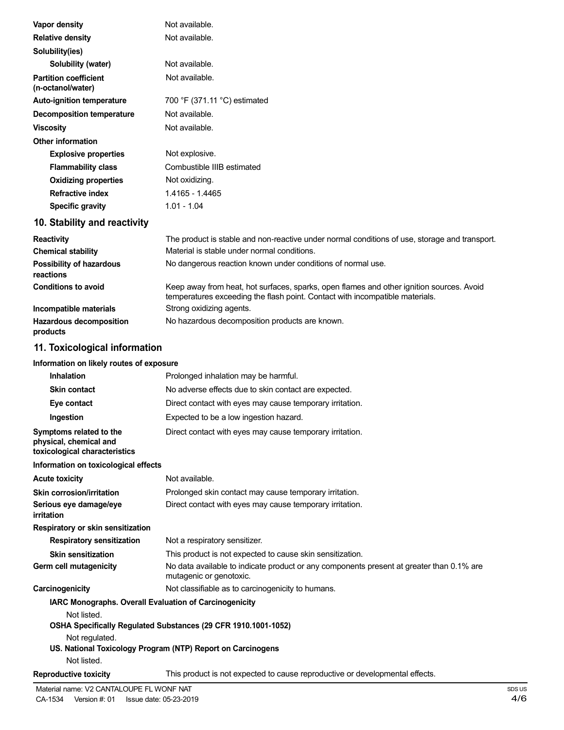| | |
|---|---|
| **Vapor density** | Not available. |
| **Relative density** | Not available. |
| **Solubility(ies)** | |
| **Solubility (water)** | Not available. |
| **Partition coefficient (n-octanol/water)** | Not available. |
| **Auto-ignition temperature** | 700 °F (371.11 °C) estimated |
| **Decomposition temperature** | Not available. |
| **Viscosity** | Not available. |
| **Other information** | |
| **Explosive properties** | Not explosive. |
| **Flammability class** | Combustible IIIB estimated |
| **Oxidizing properties** | Not oxidizing. |
| **Refractive index** | 1.4165 - 1.4465 |
| **Specific gravity** | 1.01 - 1.04 |

## 10. Stability and reactivity

| | |
|---|---|
| **Reactivity** | The product is stable and non-reactive under normal conditions of use, storage and transport. |
| **Chemical stability** | Material is stable under normal conditions. |
| **Possibility of hazardous reactions** | No dangerous reaction known under conditions of normal use. |
| **Conditions to avoid** | Keep away from heat, hot surfaces, sparks, open flames and other ignition sources. Avoid temperatures exceeding the flash point. Contact with incompatible materials. |
| **Incompatible materials** | Strong oxidizing agents. |
| **Hazardous decomposition products** | No hazardous decomposition products are known. |

## 11. Toxicological information

**Information on likely routes of exposure**

| | |
|---|---|
| **Inhalation** | Prolonged inhalation may be harmful. |
| **Skin contact** | No adverse effects due to skin contact are expected. |
| **Eye contact** | Direct contact with eyes may cause temporary irritation. |
| **Ingestion** | Expected to be a low ingestion hazard. |
| **Symptoms related to the physical, chemical and toxicological characteristics** | Direct contact with eyes may cause temporary irritation. |

**Information on toxicological effects**

| | |
|---|---|
| **Acute toxicity** | Not available. |
| **Skin corrosion/irritation** | Prolonged skin contact may cause temporary irritation. |
| **Serious eye damage/eye irritation** | Direct contact with eyes may cause temporary irritation. |
| **Respiratory or skin sensitization** | |
| **Respiratory sensitization** | Not a respiratory sensitizer. |
| **Skin sensitization** | This product is not expected to cause skin sensitization. |
| **Germ cell mutagenicity** | No data available to indicate product or any components present at greater than 0.1% are mutagenic or genotoxic. |
| **Carcinogenicity** | Not classifiable as to carcinogenicity to humans. |

**IARC Monographs. Overall Evaluation of Carcinogenicity**

Not listed.

**OSHA Specifically Regulated Substances (29 CFR 1910.1001-1052)**

Not regulated.

**US. National Toxicology Program (NTP) Report on Carcinogens**

Not listed.

| | |
|---|---|
| **Reproductive toxicity** | This product is not expected to cause reproductive or developmental effects. |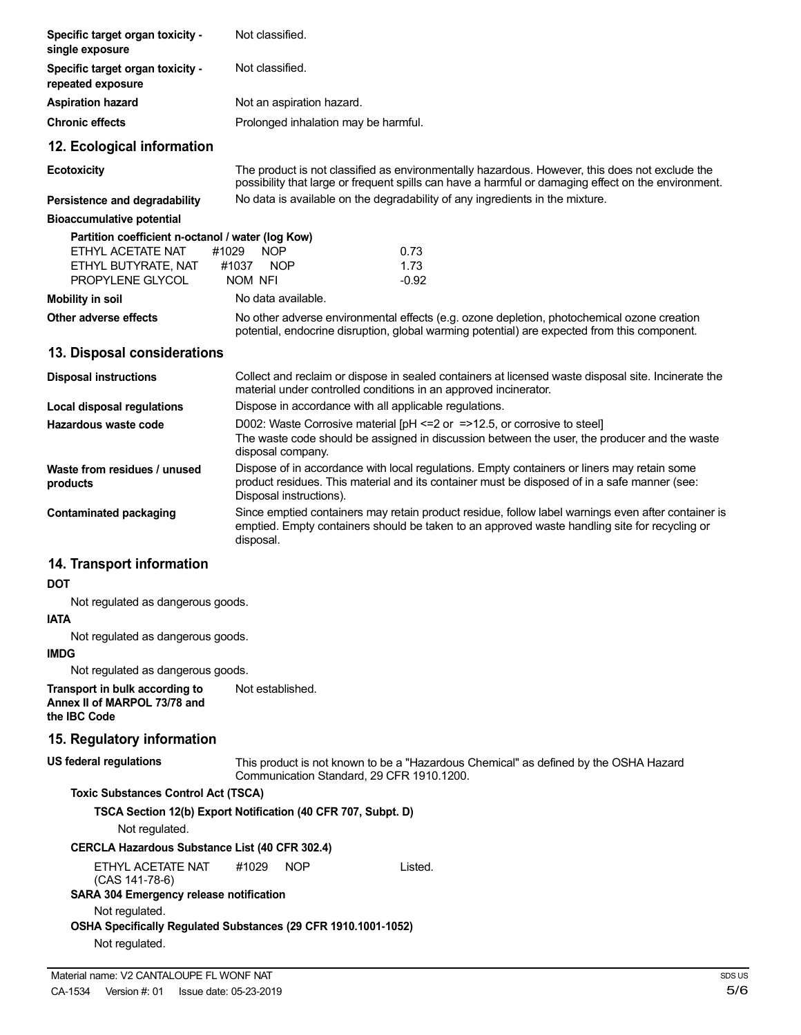| | |
|---|---|
| **Specific target organ toxicity - single exposure** | Not classified. |
| **Specific target organ toxicity - repeated exposure** | Not classified. |
| **Aspiration hazard** | Not an aspiration hazard. |
| **Chronic effects** | Prolonged inhalation may be harmful. |

## 12. Ecological information

| | |
|---|---|
| **Ecotoxicity** | The product is not classified as environmentally hazardous. However, this does not exclude the possibility that large or frequent spills can have a harmful or damaging effect on the environment. |
| **Persistence and degradability** | No data is available on the degradability of any ingredients in the mixture. |

**Bioaccumulative potential**

**Partition coefficient n-octanol / water (log Kow)**

| | |
|---|---|
| ETHYL ACETATE NAT #1029 NOP | 0.73 |
| ETHYL BUTYRATE, NAT #1037 NOP | 1.73 |
| PROPYLENE GLYCOL NOM NFI | -0.92 |

| | |
|---|---|
| **Mobility in soil** | No data available. |
| **Other adverse effects** | No other adverse environmental effects (e.g. ozone depletion, photochemical ozone creation potential, endocrine disruption, global warming potential) are expected from this component. |

## 13. Disposal considerations

| | |
|---|---|
| **Disposal instructions** | Collect and reclaim or dispose in sealed containers at licensed waste disposal site. Incinerate the material under controlled conditions in an approved incinerator. |
| **Local disposal regulations** | Dispose in accordance with all applicable regulations. |
| **Hazardous waste code** | D002: Waste Corrosive material [pH <=2 or =>12.5, or corrosive to steel]<br>The waste code should be assigned in discussion between the user, the producer and the waste disposal company. |
| **Waste from residues / unused products** | Dispose of in accordance with local regulations. Empty containers or liners may retain some product residues. This material and its container must be disposed of in a safe manner (see: Disposal instructions). |
| **Contaminated packaging** | Since emptied containers may retain product residue, follow label warnings even after container is emptied. Empty containers should be taken to an approved waste handling site for recycling or disposal. |

## 14. Transport information

**DOT**

Not regulated as dangerous goods.

**IATA**

Not regulated as dangerous goods.

**IMDG**

Not regulated as dangerous goods.

| | |
|---|---|
| **Transport in bulk according to Annex II of MARPOL 73/78 and the IBC Code** | Not established. |

## 15. Regulatory information

| | |
|---|---|
| **US federal regulations** | This product is not known to be a "Hazardous Chemical" as defined by the OSHA Hazard Communication Standard, 29 CFR 1910.1200. |

**Toxic Substances Control Act (TSCA)**

**TSCA Section 12(b) Export Notification (40 CFR 707, Subpt. D)**

Not regulated.

**CERCLA Hazardous Substance List (40 CFR 302.4)**

| | |
|---|---|
| ETHYL ACETATE NAT #1029 NOP (CAS 141-78-6) | Listed. |

**SARA 304 Emergency release notification**

Not regulated.

**OSHA Specifically Regulated Substances (29 CFR 1910.1001-1052)**

Not regulated.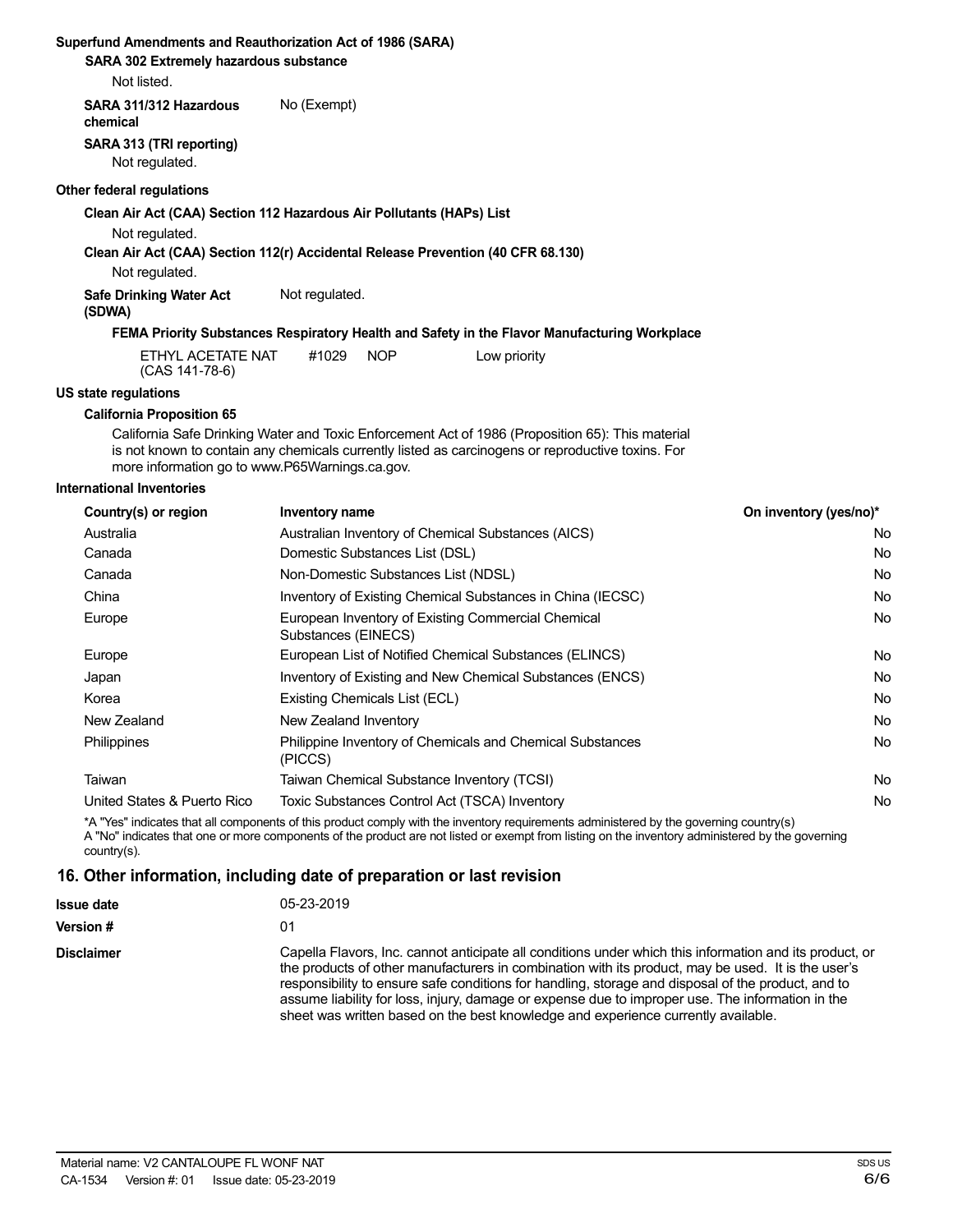**Superfund Amendments and Reauthorization Act of 1986 (SARA)**

**SARA 302 Extremely hazardous substance**

Not listed.

**SARA 311/312 Hazardous chemical** No (Exempt)

**SARA 313 (TRI reporting)**

Not regulated.

**Other federal regulations**

**Clean Air Act (CAA) Section 112 Hazardous Air Pollutants (HAPs) List**

Not regulated.

**Clean Air Act (CAA) Section 112(r) Accidental Release Prevention (40 CFR 68.130)**

Not regulated.

**Safe Drinking Water Act (SDWA)** Not regulated.

**FEMA Priority Substances Respiratory Health and Safety in the Flavor Manufacturing Workplace**

| | | | |
|---|---|---|---|
| ETHYL ACETATE NAT (CAS 141-78-6) | #1029 | NOP | Low priority |

**US state regulations**

**California Proposition 65**

California Safe Drinking Water and Toxic Enforcement Act of 1986 (Proposition 65): This material is not known to contain any chemicals currently listed as carcinogens or reproductive toxins. For more information go to www.P65Warnings.ca.gov.

**International Inventories**

| Country(s) or region | Inventory name | On inventory (yes/no)* |
|---|---|---|
| Australia | Australian Inventory of Chemical Substances (AICS) | No |
| Canada | Domestic Substances List (DSL) | No |
| Canada | Non-Domestic Substances List (NDSL) | No |
| China | Inventory of Existing Chemical Substances in China (IECSC) | No |
| Europe | European Inventory of Existing Commercial Chemical Substances (EINECS) | No |
| Europe | European List of Notified Chemical Substances (ELINCS) | No |
| Japan | Inventory of Existing and New Chemical Substances (ENCS) | No |
| Korea | Existing Chemicals List (ECL) | No |
| New Zealand | New Zealand Inventory | No |
| Philippines | Philippine Inventory of Chemicals and Chemical Substances (PICCS) | No |
| Taiwan | Taiwan Chemical Substance Inventory (TCSI) | No |
| United States & Puerto Rico | Toxic Substances Control Act (TSCA) Inventory | No |

*A "Yes" indicates that all components of this product comply with the inventory requirements administered by the governing country(s)
A "No" indicates that one or more components of the product are not listed or exempt from listing on the inventory administered by the governing country(s).

## 16. Other information, including date of preparation or last revision

**Issue date** 05-23-2019

**Version #** 01

**Disclaimer** Capella Flavors, Inc. cannot anticipate all conditions under which this information and its product, or the products of other manufacturers in combination with its product, may be used. It is the user's responsibility to ensure safe conditions for handling, storage and disposal of the product, and to assume liability for loss, injury, damage or expense due to improper use. The information in the sheet was written based on the best knowledge and experience currently available.